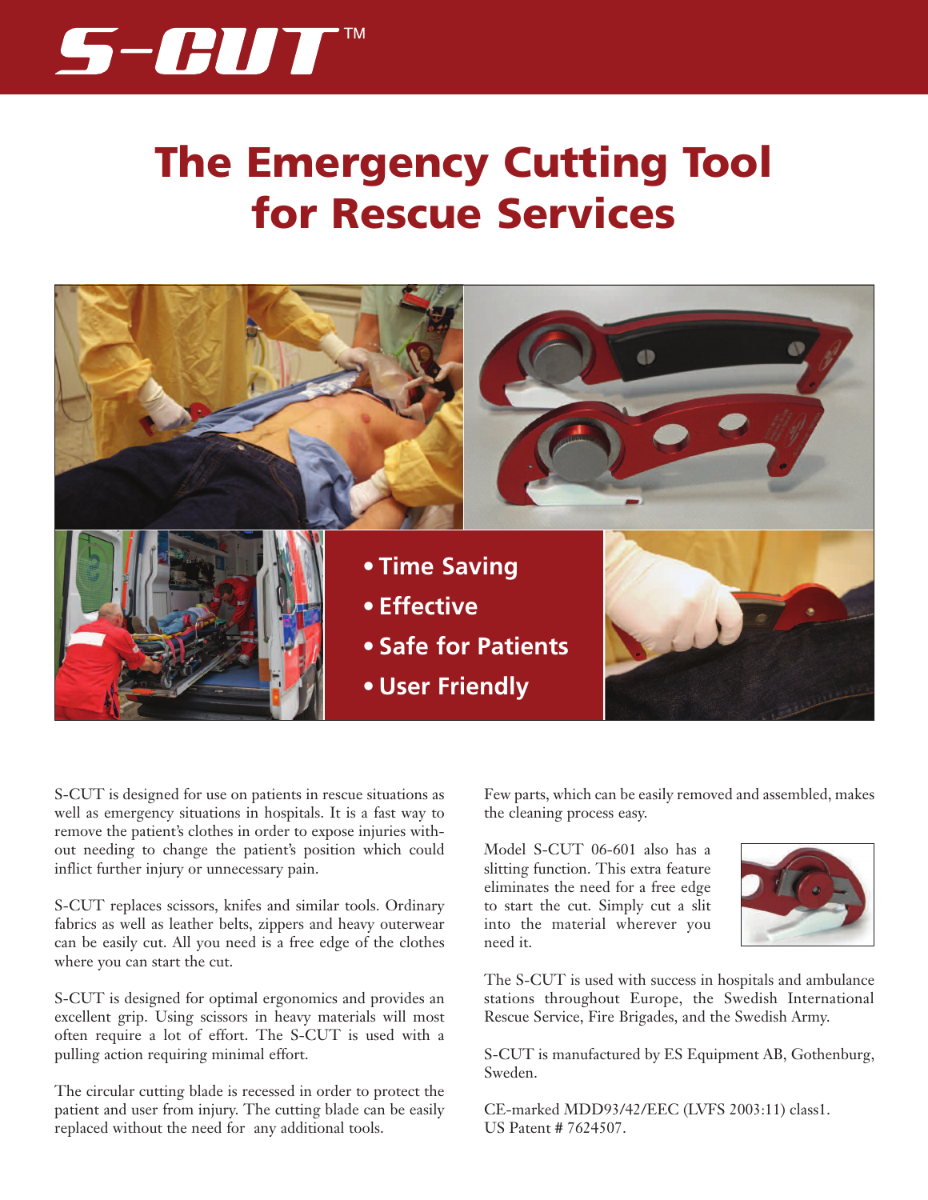# S-CUT™

## The Emergency Cutting Tool for Rescue Services

- Time Saving
- Effective
- Safe for Patients
- User Friendly

S-CUT is designed for use on patients in rescue situations as well as emergency situations in hospitals. It is a fast way to remove the patient's clothes in order to expose injuries without needing to change the patient's position which could inflict further injury or unnecessary pain.

S-CUT replaces scissors, knifes and similar tools. Ordinary fabrics as well as leather belts, zippers and heavy outerwear can be easily cut. All you need is a free edge of the clothes where you can start the cut.

S-CUT is designed for optimal ergonomics and provides an excellent grip. Using scissors in heavy materials will most often require a lot of effort. The S-CUT is used with a pulling action requiring minimal effort.

The circular cutting blade is recessed in order to protect the patient and user from injury. The cutting blade can be easily replaced without the need for any additional tools.

Few parts, which can be easily removed and assembled, makes the cleaning process easy.

Model S-CUT 06-601 also has a slitting function. This extra feature eliminates the need for a free edge to start the cut. Simply cut a slit into the material wherever you need it.

The S-CUT is used with success in hospitals and ambulance stations throughout Europe, the Swedish International Rescue Service, Fire Brigades, and the Swedish Army.

S-CUT is manufactured by ES Equipment AB, Gothenburg, Sweden.

CE-marked MDD93/42/EEC (LVFS 2003:11) class1.
US Patent # 7624507.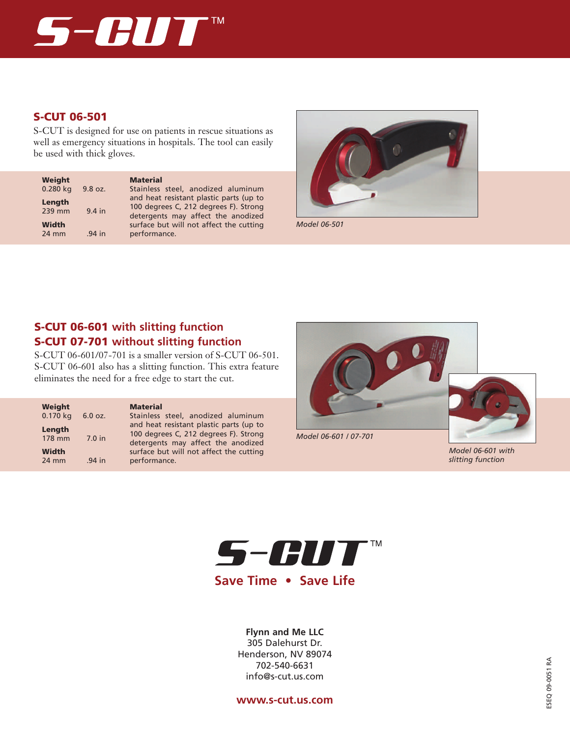# S-CUT™

## S-CUT 06-501

S-CUT is designed for use on patients in rescue situations as well as emergency situations in hospitals. The tool can easily be used with thick gloves.

**Weight**
0.280 kg 9.8 oz.

**Length**
239 mm 9.4 in

**Width**
24 mm .94 in

**Material**
Stainless steel, anodized aluminum and heat resistant plastic parts (up to 100 degrees C, 212 degrees F). Strong detergents may affect the anodized surface but will not affect the cutting performance.

*Model 06-501*

## S-CUT 06-601 with slitting function
## S-CUT 07-701 without slitting function

S-CUT 06-601/07-701 is a smaller version of S-CUT 06-501. S-CUT 06-601 also has a slitting function. This extra feature eliminates the need for a free edge to start the cut.

**Weight**
0.170 kg 6.0 oz.

**Length**
178 mm 7.0 in

**Width**
24 mm .94 in

**Material**
Stainless steel, anodized aluminum and heat resistant plastic parts (up to 100 degrees C, 212 degrees F). Strong detergents may affect the anodized surface but will not affect the cutting performance.

*Model 06-601 / 07-701*

*Model 06-601 with slitting function*

**S-CUT™**

**Save Time • Save Life**

**Flynn and Me LLC**
305 Dalehurst Dr.
Henderson, NV 89074
702-540-6631
info@s-cut.us.com

**www.s-cut.us.com**

ESEQ 09-0051 RA